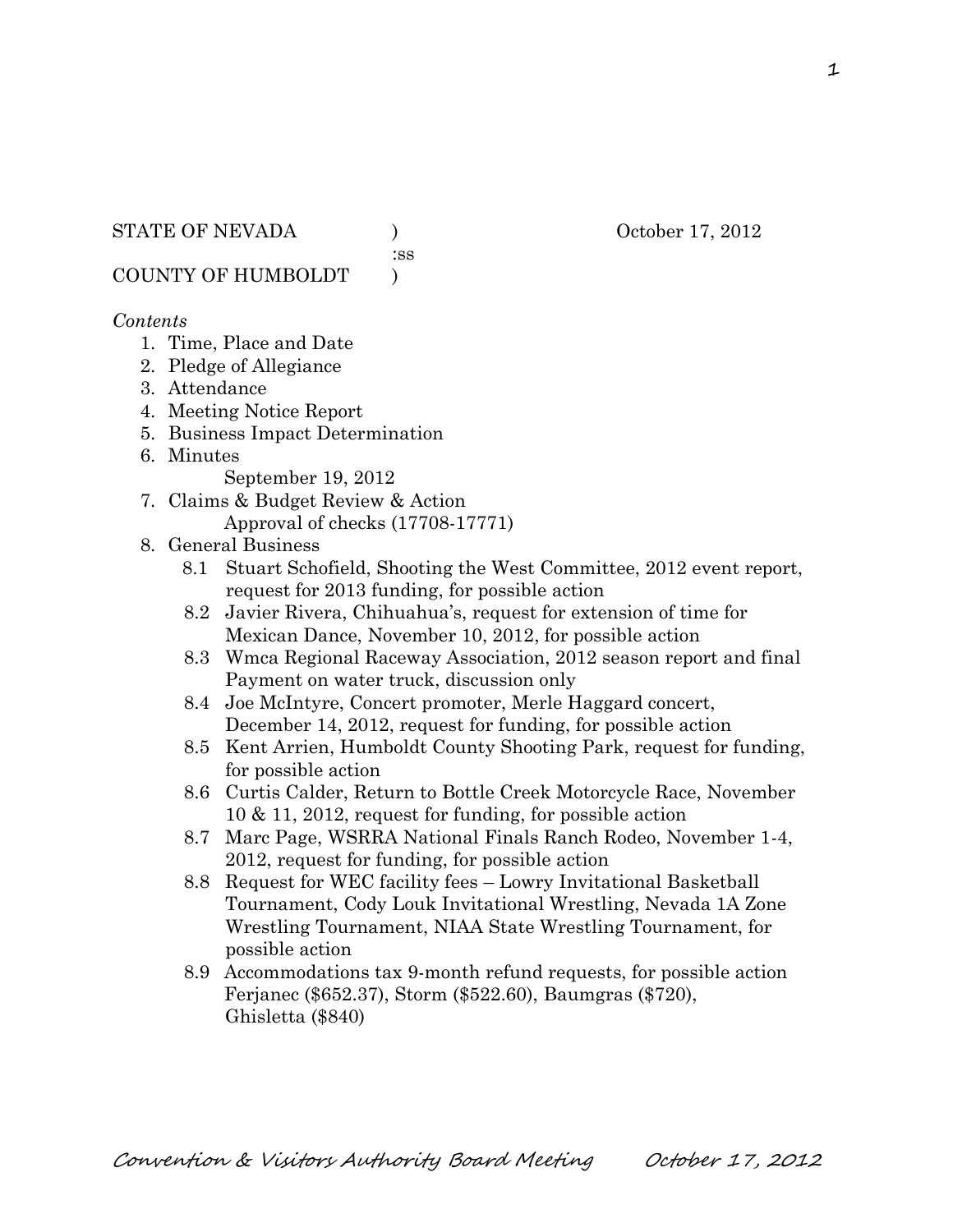STATE OF NEVADA ) October 17, 2012
:ss
COUNTY OF HUMBOLDT )

*Contents*

1. Time, Place and Date
2. Pledge of Allegiance
3. Attendance
4. Meeting Notice Report
5. Business Impact Determination
6. Minutes
   September 19, 2012
7. Claims & Budget Review & Action
   Approval of checks (17708-17771)
8. General Business
   - 8.1 Stuart Schofield, Shooting the West Committee, 2012 event report, request for 2013 funding, for possible action
   - 8.2 Javier Rivera, Chihuahua's, request for extension of time for Mexican Dance, November 10, 2012, for possible action
   - 8.3 Wmca Regional Raceway Association, 2012 season report and final Payment on water truck, discussion only
   - 8.4 Joe McIntyre, Concert promoter, Merle Haggard concert, December 14, 2012, request for funding, for possible action
   - 8.5 Kent Arrien, Humboldt County Shooting Park, request for funding, for possible action
   - 8.6 Curtis Calder, Return to Bottle Creek Motorcycle Race, November 10 & 11, 2012, request for funding, for possible action
   - 8.7 Marc Page, WSRRA National Finals Ranch Rodeo, November 1-4, 2012, request for funding, for possible action
   - 8.8 Request for WEC facility fees – Lowry Invitational Basketball Tournament, Cody Louk Invitational Wrestling, Nevada 1A Zone Wrestling Tournament, NIAA State Wrestling Tournament, for possible action
   - 8.9 Accommodations tax 9-month refund requests, for possible action Ferjanec ($652.37), Storm ($522.60), Baumgras ($720), Ghisletta ($840)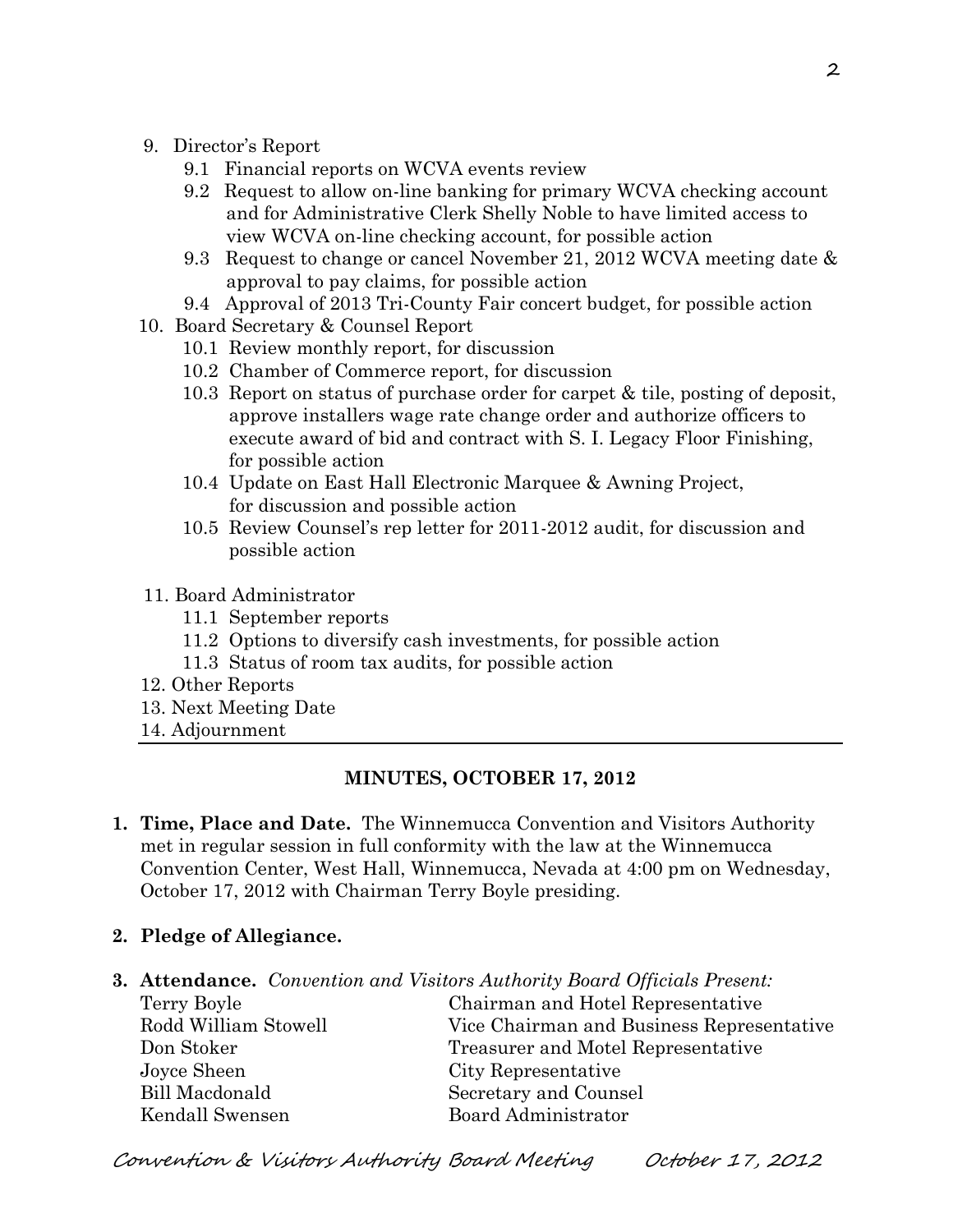9. Director's Report
    - 9.1 Financial reports on WCVA events review
    - 9.2 Request to allow on-line banking for primary WCVA checking account and for Administrative Clerk Shelly Noble to have limited access to view WCVA on-line checking account, for possible action
    - 9.3 Request to change or cancel November 21, 2012 WCVA meeting date & approval to pay claims, for possible action
    - 9.4 Approval of 2013 Tri-County Fair concert budget, for possible action
10. Board Secretary & Counsel Report
    - 10.1 Review monthly report, for discussion
    - 10.2 Chamber of Commerce report, for discussion
    - 10.3 Report on status of purchase order for carpet & tile, posting of deposit, approve installers wage rate change order and authorize officers to execute award of bid and contract with S. I. Legacy Floor Finishing, for possible action
    - 10.4 Update on East Hall Electronic Marquee & Awning Project, for discussion and possible action
    - 10.5 Review Counsel's rep letter for 2011-2012 audit, for discussion and possible action
11. Board Administrator
    - 11.1 September reports
    - 11.2 Options to diversify cash investments, for possible action
    - 11.3 Status of room tax audits, for possible action
12. Other Reports
13. Next Meeting Date
14. Adjournment

---

## MINUTES, OCTOBER 17, 2012

**1. Time, Place and Date.** The Winnemucca Convention and Visitors Authority met in regular session in full conformity with the law at the Winnemucca Convention Center, West Hall, Winnemucca, Nevada at 4:00 pm on Wednesday, October 17, 2012 with Chairman Terry Boyle presiding.

**2. Pledge of Allegiance.**

**3. Attendance.** *Convention and Visitors Authority Board Officials Present:*

| | |
|---|---|
| Terry Boyle | Chairman and Hotel Representative |
| Rodd William Stowell | Vice Chairman and Business Representative |
| Don Stoker | Treasurer and Motel Representative |
| Joyce Sheen | City Representative |
| Bill Macdonald | Secretary and Counsel |
| Kendall Swensen | Board Administrator |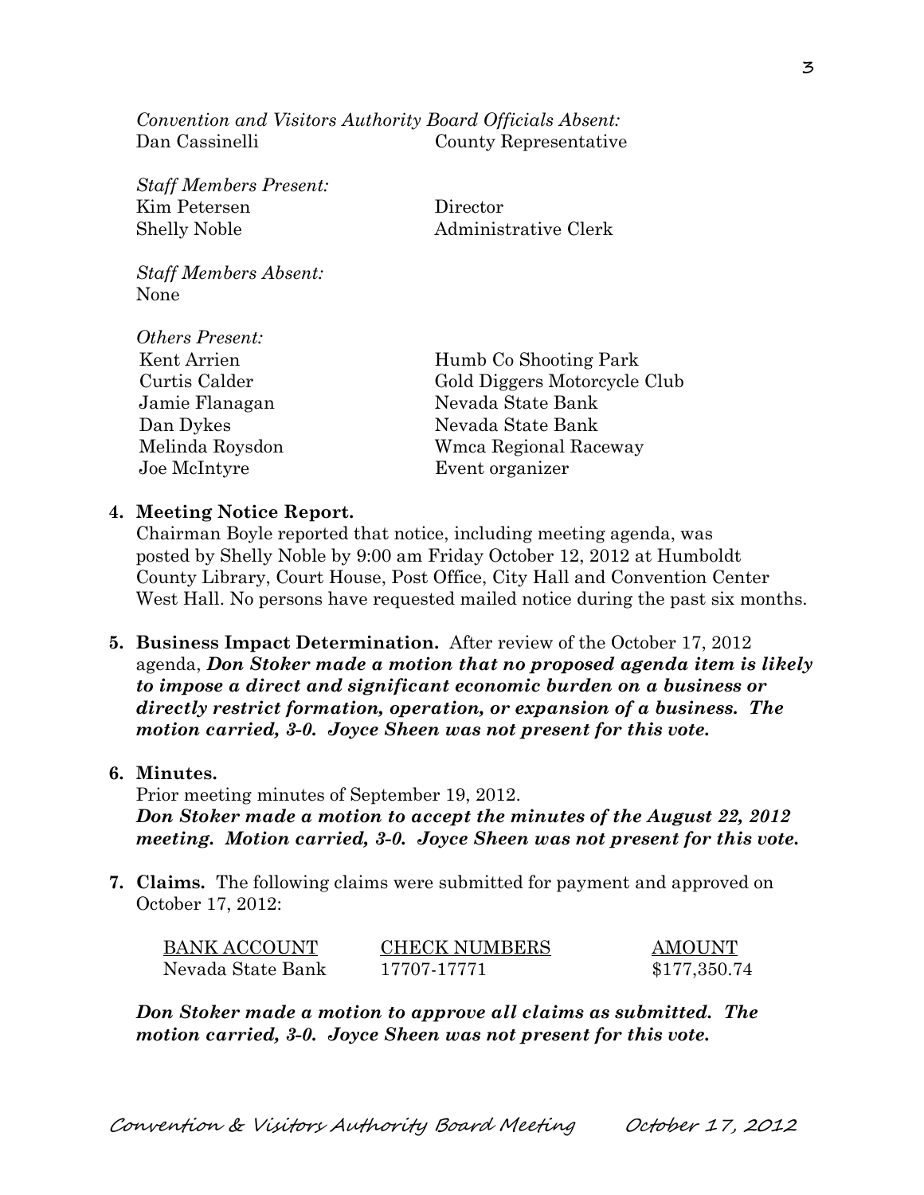*Convention and Visitors Authority Board Officials Absent:*

| | |
|---|---|
| Dan Cassinelli | County Representative |

*Staff Members Present:*

| | |
|---|---|
| Kim Petersen | Director |
| Shelly Noble | Administrative Clerk |

*Staff Members Absent:*
None

*Others Present:*

| | |
|---|---|
| Kent Arrien | Humb Co Shooting Park |
| Curtis Calder | Gold Diggers Motorcycle Club |
| Jamie Flanagan | Nevada State Bank |
| Dan Dykes | Nevada State Bank |
| Melinda Roysdon | Wmca Regional Raceway |
| Joe McIntyre | Event organizer |

**4. Meeting Notice Report.**
Chairman Boyle reported that notice, including meeting agenda, was posted by Shelly Noble by 9:00 am Friday October 12, 2012 at Humboldt County Library, Court House, Post Office, City Hall and Convention Center West Hall. No persons have requested mailed notice during the past six months.

**5. Business Impact Determination.** After review of the October 17, 2012 agenda, ***Don Stoker made a motion that no proposed agenda item is likely to impose a direct and significant economic burden on a business or directly restrict formation, operation, or expansion of a business. The motion carried, 3-0. Joyce Sheen was not present for this vote.***

**6. Minutes.**
Prior meeting minutes of September 19, 2012.
***Don Stoker made a motion to accept the minutes of the August 22, 2012 meeting. Motion carried, 3-0. Joyce Sheen was not present for this vote.***

**7. Claims.** The following claims were submitted for payment and approved on October 17, 2012:

| BANK ACCOUNT | CHECK NUMBERS | AMOUNT |
|---|---|---|
| Nevada State Bank | 17707-17771 | $177,350.74 |

***Don Stoker made a motion to approve all claims as submitted. The motion carried, 3-0. Joyce Sheen was not present for this vote.***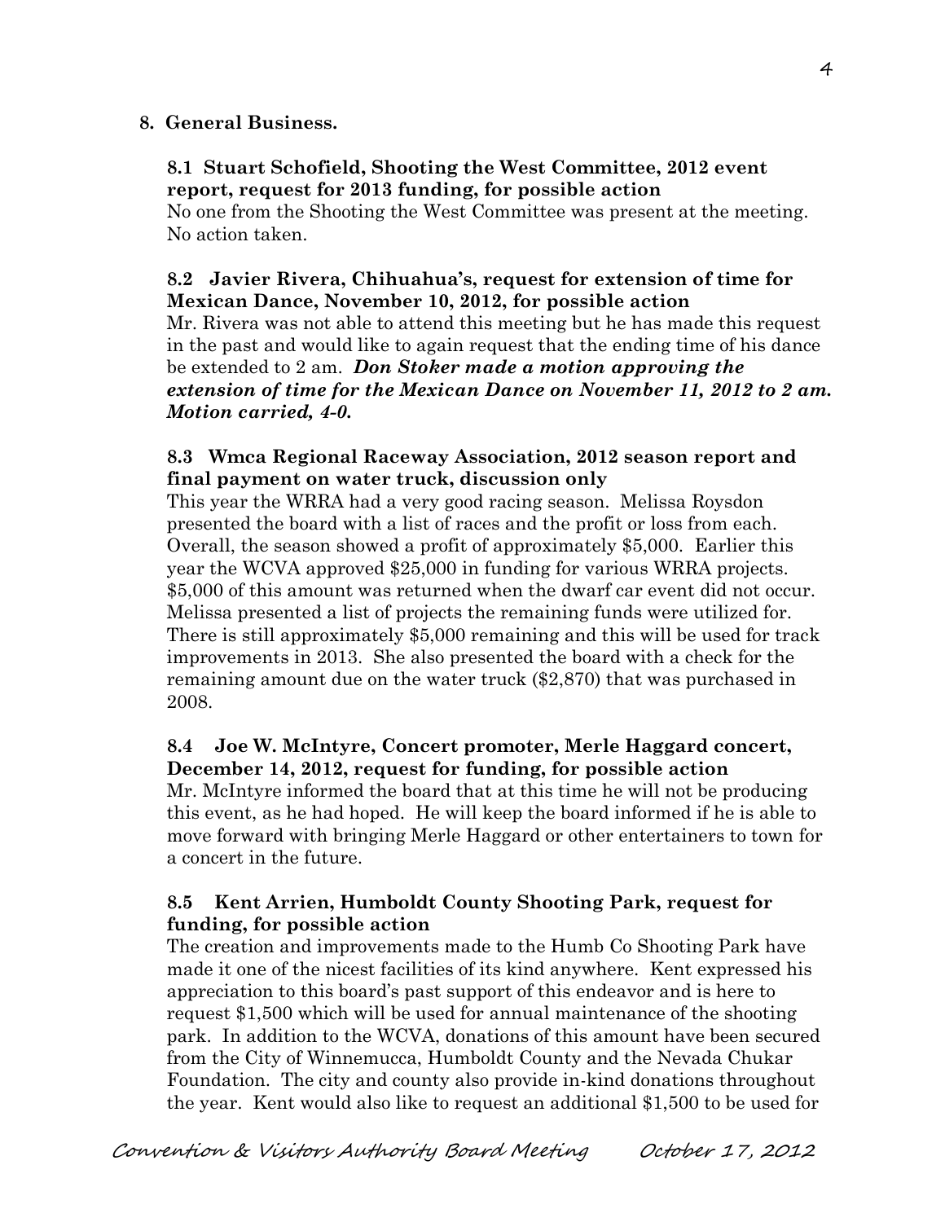**8. General Business.**

**8.1 Stuart Schofield, Shooting the West Committee, 2012 event report, request for 2013 funding, for possible action**

No one from the Shooting the West Committee was present at the meeting. No action taken.

**8.2 Javier Rivera, Chihuahua's, request for extension of time for Mexican Dance, November 10, 2012, for possible action**

Mr. Rivera was not able to attend this meeting but he has made this request in the past and would like to again request that the ending time of his dance be extended to 2 am. ***Don Stoker made a motion approving the extension of time for the Mexican Dance on November 11, 2012 to 2 am. Motion carried, 4-0.***

**8.3 Wmca Regional Raceway Association, 2012 season report and final payment on water truck, discussion only**

This year the WRRA had a very good racing season. Melissa Roysdon presented the board with a list of races and the profit or loss from each. Overall, the season showed a profit of approximately $5,000. Earlier this year the WCVA approved $25,000 in funding for various WRRA projects. $5,000 of this amount was returned when the dwarf car event did not occur. Melissa presented a list of projects the remaining funds were utilized for. There is still approximately $5,000 remaining and this will be used for track improvements in 2013. She also presented the board with a check for the remaining amount due on the water truck ($2,870) that was purchased in 2008.

**8.4 Joe W. McIntyre, Concert promoter, Merle Haggard concert, December 14, 2012, request for funding, for possible action**

Mr. McIntyre informed the board that at this time he will not be producing this event, as he had hoped. He will keep the board informed if he is able to move forward with bringing Merle Haggard or other entertainers to town for a concert in the future.

**8.5 Kent Arrien, Humboldt County Shooting Park, request for funding, for possible action**

The creation and improvements made to the Humb Co Shooting Park have made it one of the nicest facilities of its kind anywhere. Kent expressed his appreciation to this board's past support of this endeavor and is here to request $1,500 which will be used for annual maintenance of the shooting park. In addition to the WCVA, donations of this amount have been secured from the City of Winnemucca, Humboldt County and the Nevada Chukar Foundation. The city and county also provide in-kind donations throughout the year. Kent would also like to request an additional $1,500 to be used for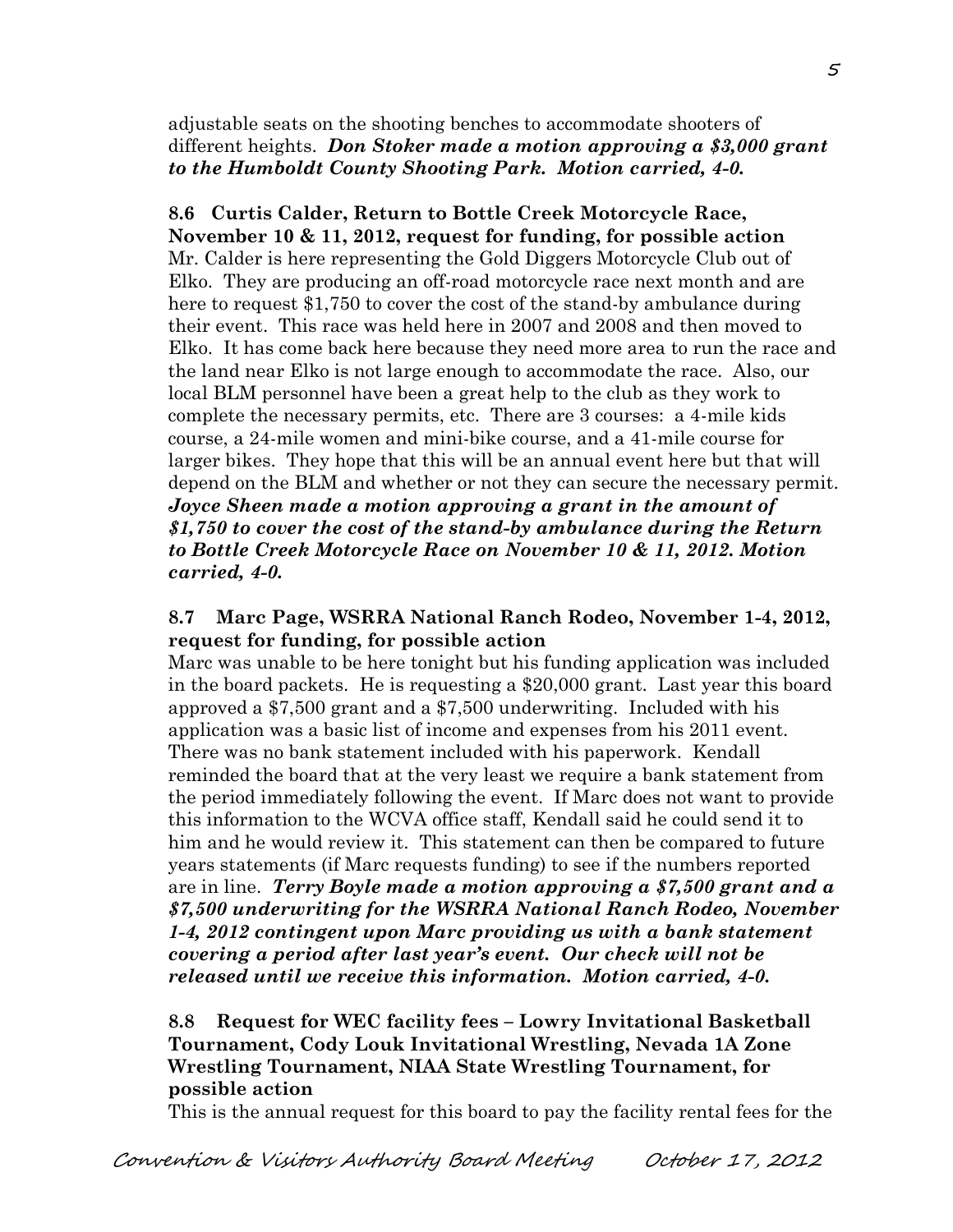adjustable seats on the shooting benches to accommodate shooters of different heights. ***Don Stoker made a motion approving a $3,000 grant to the Humboldt County Shooting Park. Motion carried, 4-0.***

**8.6 Curtis Calder, Return to Bottle Creek Motorcycle Race, November 10 & 11, 2012, request for funding, for possible action**

Mr. Calder is here representing the Gold Diggers Motorcycle Club out of Elko. They are producing an off-road motorcycle race next month and are here to request $1,750 to cover the cost of the stand-by ambulance during their event. This race was held here in 2007 and 2008 and then moved to Elko. It has come back here because they need more area to run the race and the land near Elko is not large enough to accommodate the race. Also, our local BLM personnel have been a great help to the club as they work to complete the necessary permits, etc. There are 3 courses: a 4-mile kids course, a 24-mile women and mini-bike course, and a 41-mile course for larger bikes. They hope that this will be an annual event here but that will depend on the BLM and whether or not they can secure the necessary permit. ***Joyce Sheen made a motion approving a grant in the amount of $1,750 to cover the cost of the stand-by ambulance during the Return to Bottle Creek Motorcycle Race on November 10 & 11, 2012. Motion carried, 4-0.***

**8.7 Marc Page, WSRRA National Ranch Rodeo, November 1-4, 2012, request for funding, for possible action**

Marc was unable to be here tonight but his funding application was included in the board packets. He is requesting a $20,000 grant. Last year this board approved a $7,500 grant and a $7,500 underwriting. Included with his application was a basic list of income and expenses from his 2011 event. There was no bank statement included with his paperwork. Kendall reminded the board that at the very least we require a bank statement from the period immediately following the event. If Marc does not want to provide this information to the WCVA office staff, Kendall said he could send it to him and he would review it. This statement can then be compared to future years statements (if Marc requests funding) to see if the numbers reported are in line. ***Terry Boyle made a motion approving a $7,500 grant and a $7,500 underwriting for the WSRRA National Ranch Rodeo, November 1-4, 2012 contingent upon Marc providing us with a bank statement covering a period after last year's event. Our check will not be released until we receive this information. Motion carried, 4-0.***

**8.8 Request for WEC facility fees – Lowry Invitational Basketball Tournament, Cody Louk Invitational Wrestling, Nevada 1A Zone Wrestling Tournament, NIAA State Wrestling Tournament, for possible action**

This is the annual request for this board to pay the facility rental fees for the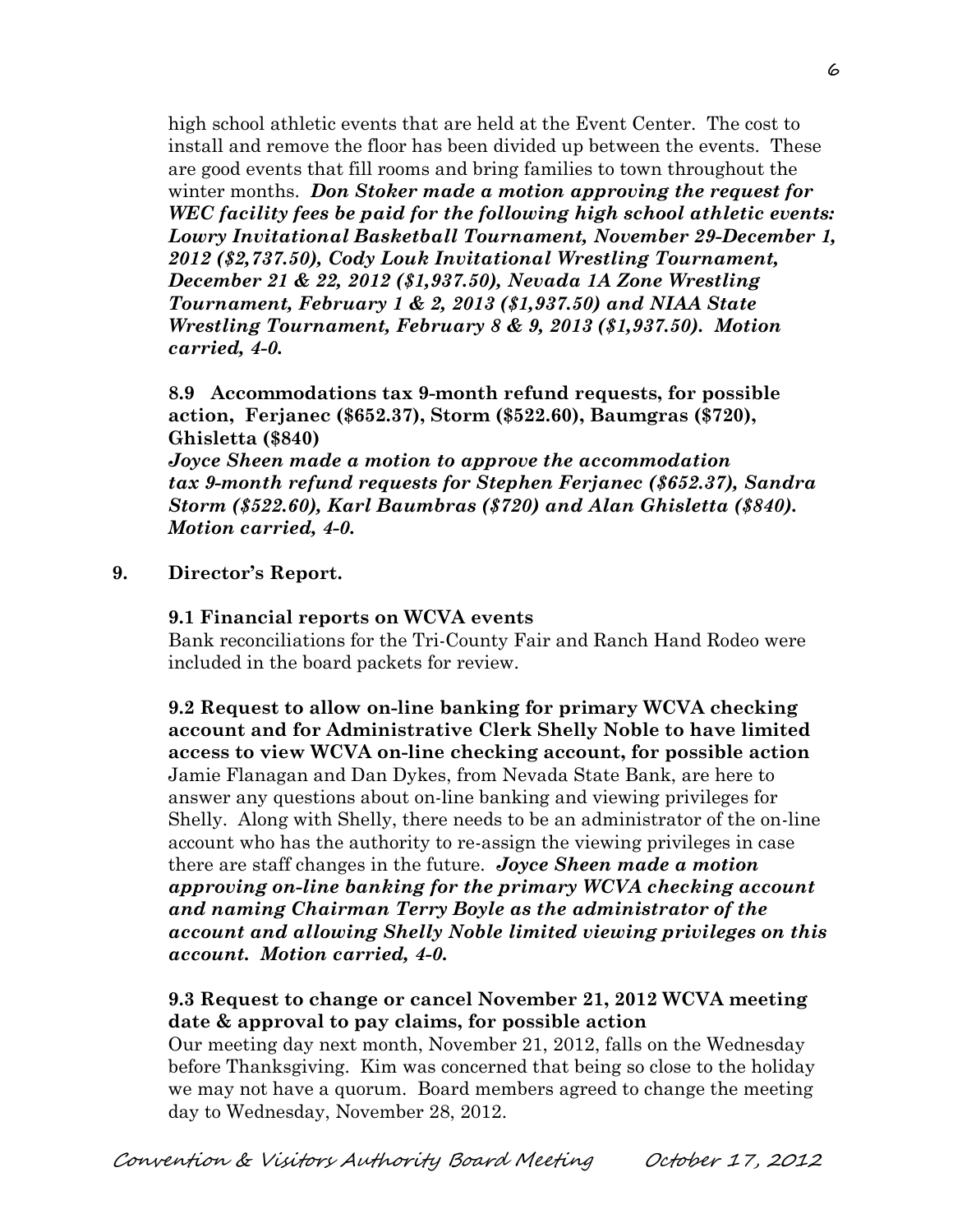high school athletic events that are held at the Event Center. The cost to install and remove the floor has been divided up between the events. These are good events that fill rooms and bring families to town throughout the winter months. ***Don Stoker made a motion approving the request for WEC facility fees be paid for the following high school athletic events: Lowry Invitational Basketball Tournament, November 29-December 1, 2012 ($2,737.50), Cody Louk Invitational Wrestling Tournament, December 21 & 22, 2012 ($1,937.50), Nevada 1A Zone Wrestling Tournament, February 1 & 2, 2013 ($1,937.50) and NIAA State Wrestling Tournament, February 8 & 9, 2013 ($1,937.50). Motion carried, 4-0.***

**8.9 Accommodations tax 9-month refund requests, for possible action, Ferjanec ($652.37), Storm ($522.60), Baumgras ($720), Ghisletta ($840)**
***Joyce Sheen made a motion to approve the accommodation tax 9-month refund requests for Stephen Ferjanec ($652.37), Sandra Storm ($522.60), Karl Baumbras ($720) and Alan Ghisletta ($840). Motion carried, 4-0.***

**9. Director's Report.**

**9.1 Financial reports on WCVA events**
Bank reconciliations for the Tri-County Fair and Ranch Hand Rodeo were included in the board packets for review.

**9.2 Request to allow on-line banking for primary WCVA checking account and for Administrative Clerk Shelly Noble to have limited access to view WCVA on-line checking account, for possible action**
Jamie Flanagan and Dan Dykes, from Nevada State Bank, are here to answer any questions about on-line banking and viewing privileges for Shelly. Along with Shelly, there needs to be an administrator of the on-line account who has the authority to re-assign the viewing privileges in case there are staff changes in the future. ***Joyce Sheen made a motion approving on-line banking for the primary WCVA checking account and naming Chairman Terry Boyle as the administrator of the account and allowing Shelly Noble limited viewing privileges on this account. Motion carried, 4-0.***

**9.3 Request to change or cancel November 21, 2012 WCVA meeting date & approval to pay claims, for possible action**
Our meeting day next month, November 21, 2012, falls on the Wednesday before Thanksgiving. Kim was concerned that being so close to the holiday we may not have a quorum. Board members agreed to change the meeting day to Wednesday, November 28, 2012.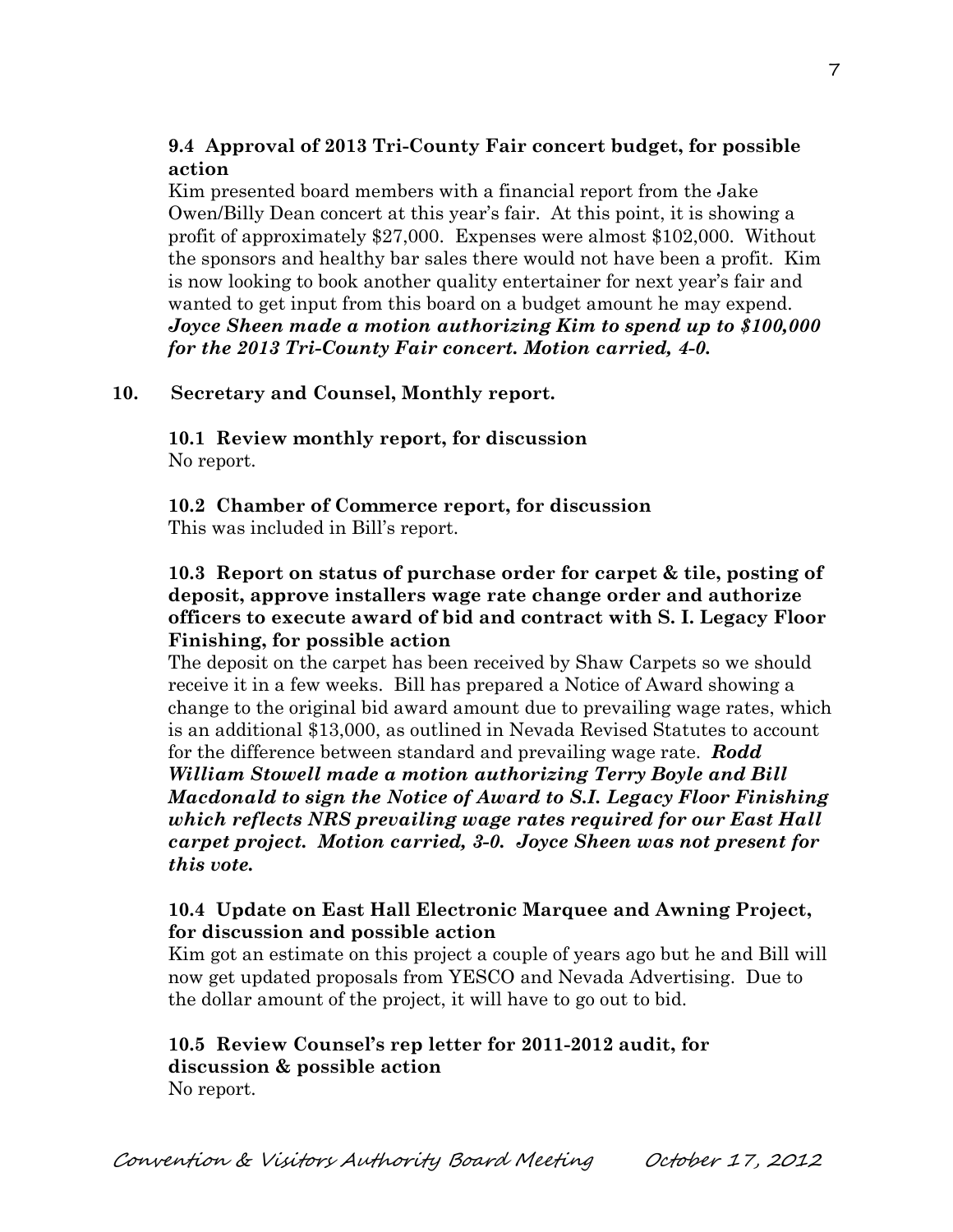**9.4 Approval of 2013 Tri-County Fair concert budget, for possible action**

Kim presented board members with a financial report from the Jake Owen/Billy Dean concert at this year's fair. At this point, it is showing a profit of approximately $27,000. Expenses were almost $102,000. Without the sponsors and healthy bar sales there would not have been a profit. Kim is now looking to book another quality entertainer for next year's fair and wanted to get input from this board on a budget amount he may expend. ***Joyce Sheen made a motion authorizing Kim to spend up to $100,000 for the 2013 Tri-County Fair concert. Motion carried, 4-0.***

**10. Secretary and Counsel, Monthly report.**

**10.1 Review monthly report, for discussion**

No report.

**10.2 Chamber of Commerce report, for discussion**

This was included in Bill's report.

**10.3 Report on status of purchase order for carpet & tile, posting of deposit, approve installers wage rate change order and authorize officers to execute award of bid and contract with S. I. Legacy Floor Finishing, for possible action**

The deposit on the carpet has been received by Shaw Carpets so we should receive it in a few weeks. Bill has prepared a Notice of Award showing a change to the original bid award amount due to prevailing wage rates, which is an additional $13,000, as outlined in Nevada Revised Statutes to account for the difference between standard and prevailing wage rate. ***Rodd William Stowell made a motion authorizing Terry Boyle and Bill Macdonald to sign the Notice of Award to S.I. Legacy Floor Finishing which reflects NRS prevailing wage rates required for our East Hall carpet project. Motion carried, 3-0. Joyce Sheen was not present for this vote.***

**10.4 Update on East Hall Electronic Marquee and Awning Project, for discussion and possible action**

Kim got an estimate on this project a couple of years ago but he and Bill will now get updated proposals from YESCO and Nevada Advertising. Due to the dollar amount of the project, it will have to go out to bid.

**10.5 Review Counsel's rep letter for 2011-2012 audit, for discussion & possible action**

No report.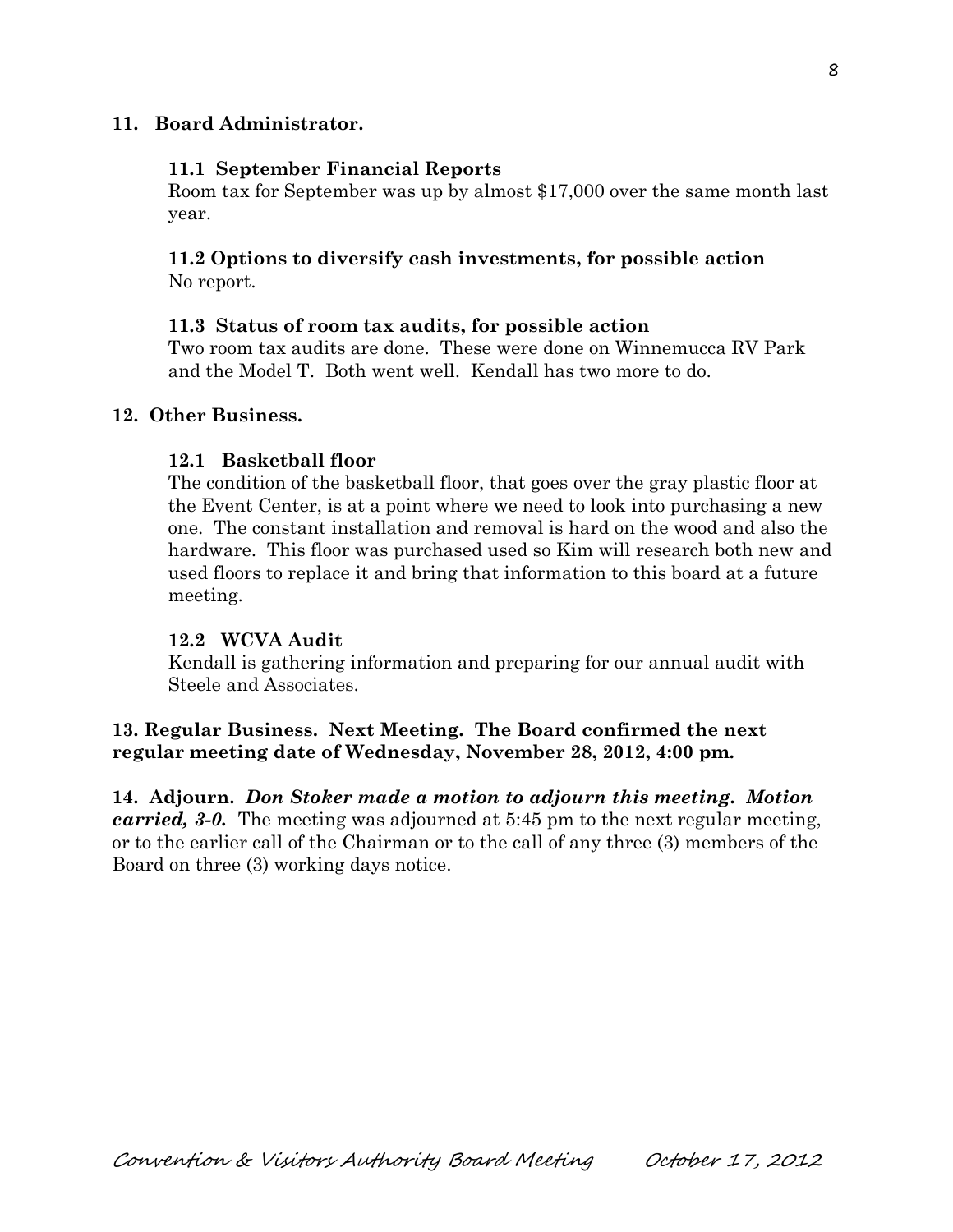**11. Board Administrator.**

**11.1 September Financial Reports**

Room tax for September was up by almost $17,000 over the same month last year.

**11.2 Options to diversify cash investments, for possible action**

No report.

**11.3 Status of room tax audits, for possible action**

Two room tax audits are done. These were done on Winnemucca RV Park and the Model T. Both went well. Kendall has two more to do.

**12. Other Business.**

**12.1 Basketball floor**

The condition of the basketball floor, that goes over the gray plastic floor at the Event Center, is at a point where we need to look into purchasing a new one. The constant installation and removal is hard on the wood and also the hardware. This floor was purchased used so Kim will research both new and used floors to replace it and bring that information to this board at a future meeting.

**12.2 WCVA Audit**

Kendall is gathering information and preparing for our annual audit with Steele and Associates.

**13. Regular Business. Next Meeting. The Board confirmed the next regular meeting date of Wednesday, November 28, 2012, 4:00 pm.**

**14. Adjourn.** ***Don Stoker made a motion to adjourn this meeting. Motion carried, 3-0.*** The meeting was adjourned at 5:45 pm to the next regular meeting, or to the earlier call of the Chairman or to the call of any three (3) members of the Board on three (3) working days notice.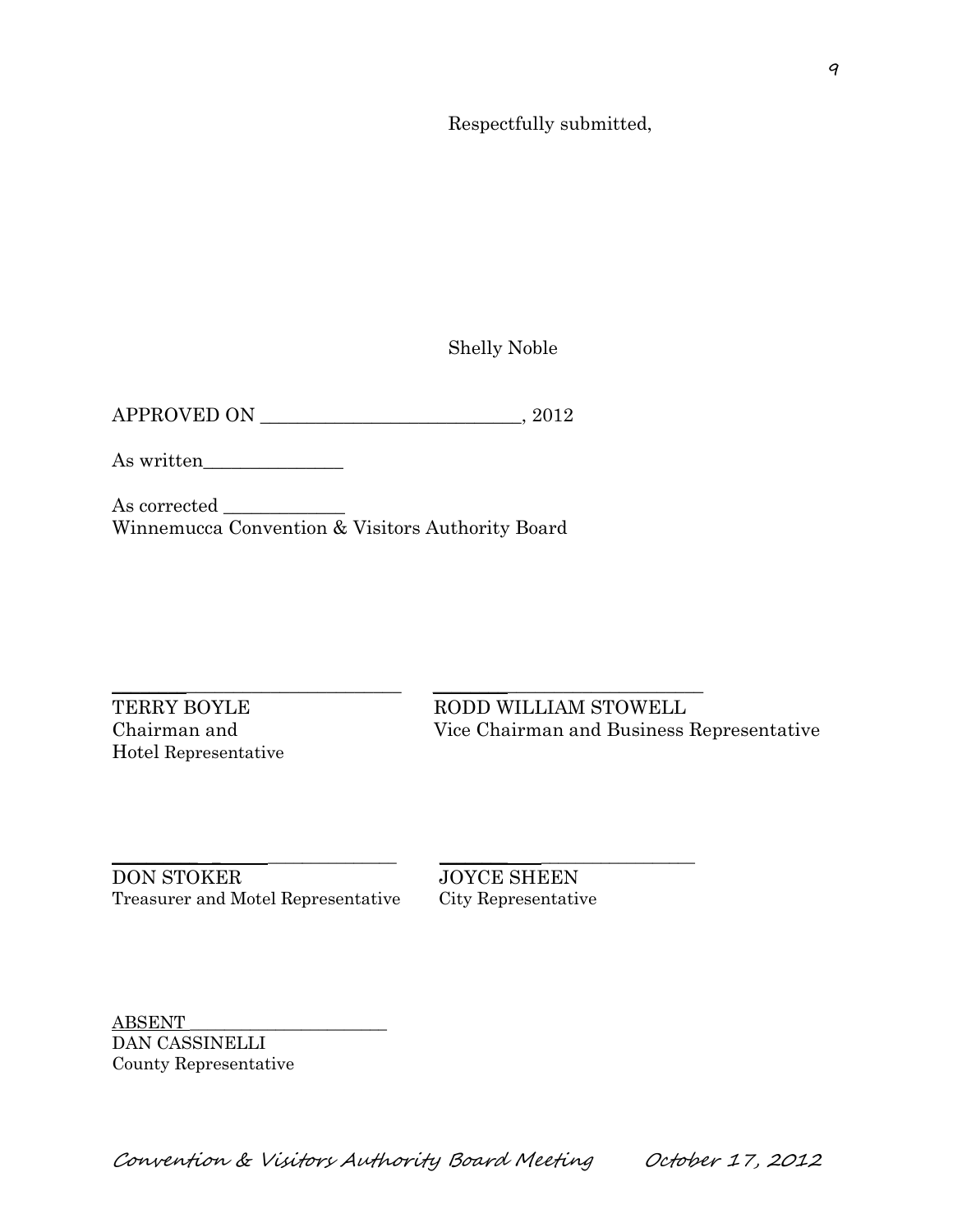Respectfully submitted,

Shelly Noble

APPROVED ON ____________________________, 2012

As written_______________

As corrected _____________
Winnemucca Convention & Visitors Authority Board

_____________________________ _____________________________
TERRY BOYLE
Chairman and
Hotel Representative

RODD WILLIAM STOWELL
Vice Chairman and Business Representative

_____________________________ _____________________________
DON STOKER
Treasurer and Motel Representative

JOYCE SHEEN
City Representative

ABSENT_______________________
DAN CASSINELLI
County Representative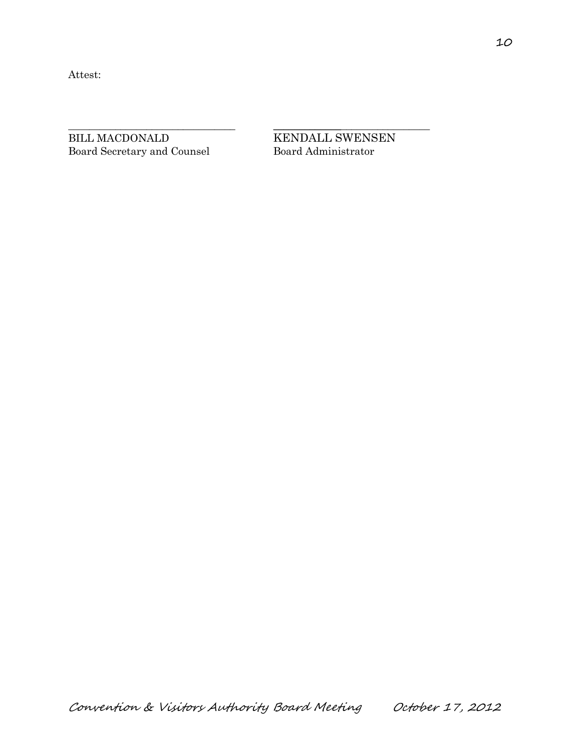Attest:

\_\_\_\_\_\_\_\_\_\_\_\_\_\_\_\_\_\_\_\_\_\_\_\_\_\_\_\_\_\_\_\_ \_\_\_\_\_\_\_\_\_\_\_\_\_\_\_\_\_\_\_\_\_\_\_\_\_\_\_\_\_\_\_\_

| | |
|---|---|
| BILL MACDONALD | KENDALL SWENSEN |
| Board Secretary and Counsel | Board Administrator |